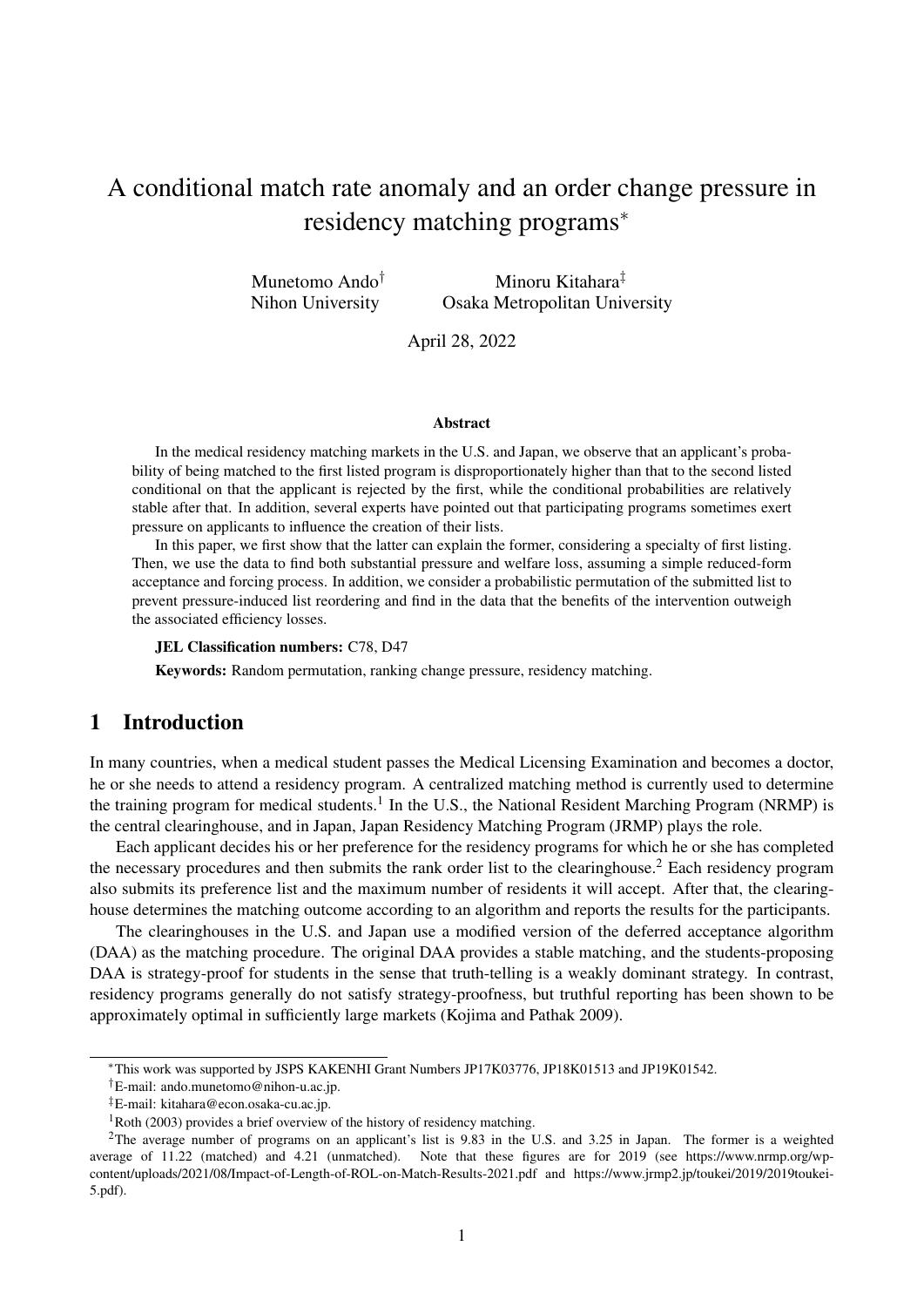# A conditional match rate anomaly and an order change pressure in residency matching programs[*]

Munetomo Ando[†]
Nihon University

Minoru Kitahara[‡]
Osaka Metropolitan University

April 28, 2022

### Abstract

In the medical residency matching markets in the U.S. and Japan, we observe that an applicant's probability of being matched to the first listed program is disproportionately higher than that to the second listed conditional on that the applicant is rejected by the first, while the conditional probabilities are relatively stable after that. In addition, several experts have pointed out that participating programs sometimes exert pressure on applicants to influence the creation of their lists.

In this paper, we first show that the latter can explain the former, considering a specialty of first listing. Then, we use the data to find both substantial pressure and welfare loss, assuming a simple reduced-form acceptance and forcing process. In addition, we consider a probabilistic permutation of the submitted list to prevent pressure-induced list reordering and find in the data that the benefits of the intervention outweigh the associated efficiency losses.

**JEL Classification numbers:** C78, D47

**Keywords:** Random permutation, ranking change pressure, residency matching.

## 1 Introduction

In many countries, when a medical student passes the Medical Licensing Examination and becomes a doctor, he or she needs to attend a residency program. A centralized matching method is currently used to determine the training program for medical students.[1] In the U.S., the National Resident Marching Program (NRMP) is the central clearinghouse, and in Japan, Japan Residency Matching Program (JRMP) plays the role.

Each applicant decides his or her preference for the residency programs for which he or she has completed the necessary procedures and then submits the rank order list to the clearinghouse.[2] Each residency program also submits its preference list and the maximum number of residents it will accept. After that, the clearinghouse determines the matching outcome according to an algorithm and reports the results for the participants.

The clearinghouses in the U.S. and Japan use a modified version of the deferred acceptance algorithm (DAA) as the matching procedure. The original DAA provides a stable matching, and the students-proposing DAA is strategy-proof for students in the sense that truth-telling is a weakly dominant strategy. In contrast, residency programs generally do not satisfy strategy-proofness, but truthful reporting has been shown to be approximately optimal in sufficiently large markets (Kojima and Pathak 2009).

---

[*] This work was supported by JSPS KAKENHI Grant Numbers JP17K03776, JP18K01513 and JP19K01542.

[†] E-mail: ando.munetomo@nihon-u.ac.jp.

[‡] E-mail: kitahara@econ.osaka-cu.ac.jp.

[1] Roth (2003) provides a brief overview of the history of residency matching.

[2] The average number of programs on an applicant's list is 9.83 in the U.S. and 3.25 in Japan. The former is a weighted average of 11.22 (matched) and 4.21 (unmatched). Note that these figures are for 2019 (see https://www.nrmp.org/wp-content/uploads/2021/08/Impact-of-Length-of-ROL-on-Match-Results-2021.pdf and https://www.jrmp2.jp/toukei/2019/2019toukei-5.pdf).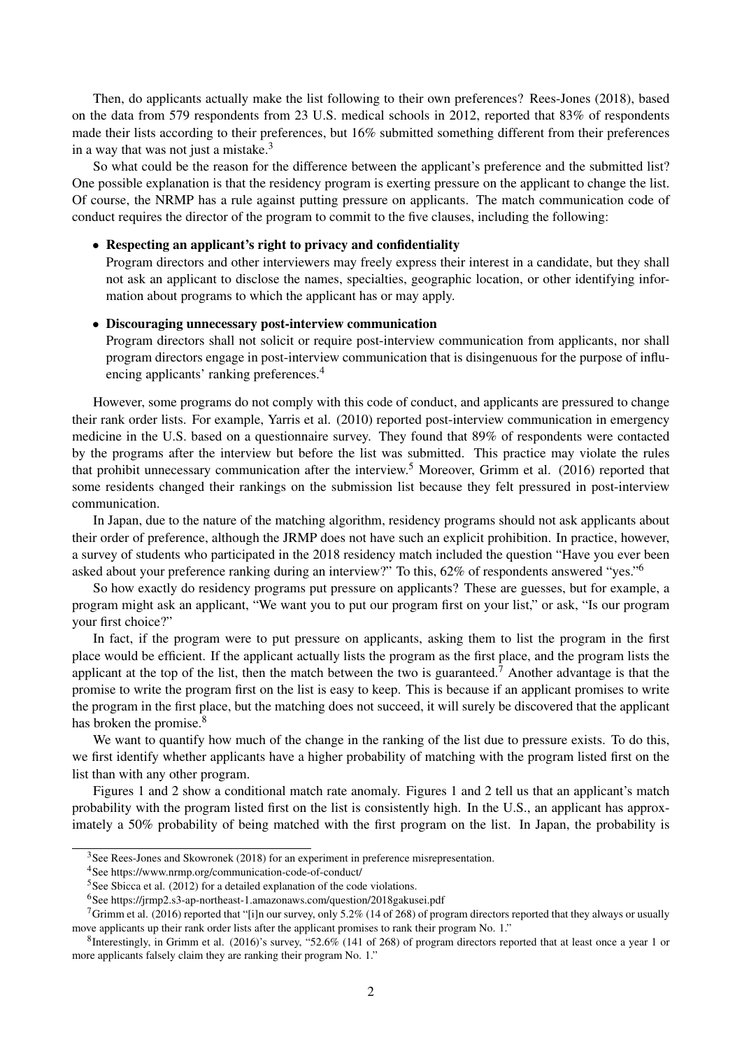Then, do applicants actually make the list following to their own preferences? Rees-Jones (2018), based on the data from 579 respondents from 23 U.S. medical schools in 2012, reported that 83% of respondents made their lists according to their preferences, but 16% submitted something different from their preferences in a way that was not just a mistake.[3]

So what could be the reason for the difference between the applicant's preference and the submitted list? One possible explanation is that the residency program is exerting pressure on the applicant to change the list. Of course, the NRMP has a rule against putting pressure on applicants. The match communication code of conduct requires the director of the program to commit to the five clauses, including the following:

- **Respecting an applicant's right to privacy and confidentiality**
  Program directors and other interviewers may freely express their interest in a candidate, but they shall not ask an applicant to disclose the names, specialties, geographic location, or other identifying information about programs to which the applicant has or may apply.

- **Discouraging unnecessary post-interview communication**
  Program directors shall not solicit or require post-interview communication from applicants, nor shall program directors engage in post-interview communication that is disingenuous for the purpose of influencing applicants' ranking preferences.[4]

However, some programs do not comply with this code of conduct, and applicants are pressured to change their rank order lists. For example, Yarris et al. (2010) reported post-interview communication in emergency medicine in the U.S. based on a questionnaire survey. They found that 89% of respondents were contacted by the programs after the interview but before the list was submitted. This practice may violate the rules that prohibit unnecessary communication after the interview.[5] Moreover, Grimm et al. (2016) reported that some residents changed their rankings on the submission list because they felt pressured in post-interview communication.

In Japan, due to the nature of the matching algorithm, residency programs should not ask applicants about their order of preference, although the JRMP does not have such an explicit prohibition. In practice, however, a survey of students who participated in the 2018 residency match included the question "Have you ever been asked about your preference ranking during an interview?" To this, 62% of respondents answered "yes."[6]

So how exactly do residency programs put pressure on applicants? These are guesses, but for example, a program might ask an applicant, "We want you to put our program first on your list," or ask, "Is our program your first choice?"

In fact, if the program were to put pressure on applicants, asking them to list the program in the first place would be efficient. If the applicant actually lists the program as the first place, and the program lists the applicant at the top of the list, then the match between the two is guaranteed.[7] Another advantage is that the promise to write the program first on the list is easy to keep. This is because if an applicant promises to write the program in the first place, but the matching does not succeed, it will surely be discovered that the applicant has broken the promise.[8]

We want to quantify how much of the change in the ranking of the list due to pressure exists. To do this, we first identify whether applicants have a higher probability of matching with the program listed first on the list than with any other program.

Figures 1 and 2 show a conditional match rate anomaly. Figures 1 and 2 tell us that an applicant's match probability with the program listed first on the list is consistently high. In the U.S., an applicant has approximately a 50% probability of being matched with the first program on the list. In Japan, the probability is

---

[3] See Rees-Jones and Skowronek (2018) for an experiment in preference misrepresentation.

[4] See https://www.nrmp.org/communication-code-of-conduct/

[5] See Sbicca et al. (2012) for a detailed explanation of the code violations.

[6] See https://jrmp2.s3-ap-northeast-1.amazonaws.com/question/2018gakusei.pdf

[7] Grimm et al. (2016) reported that "[i]n our survey, only 5.2% (14 of 268) of program directors reported that they always or usually move applicants up their rank order lists after the applicant promises to rank their program No. 1."

[8] Interestingly, in Grimm et al. (2016)'s survey, "52.6% (141 of 268) of program directors reported that at least once a year 1 or more applicants falsely claim they are ranking their program No. 1."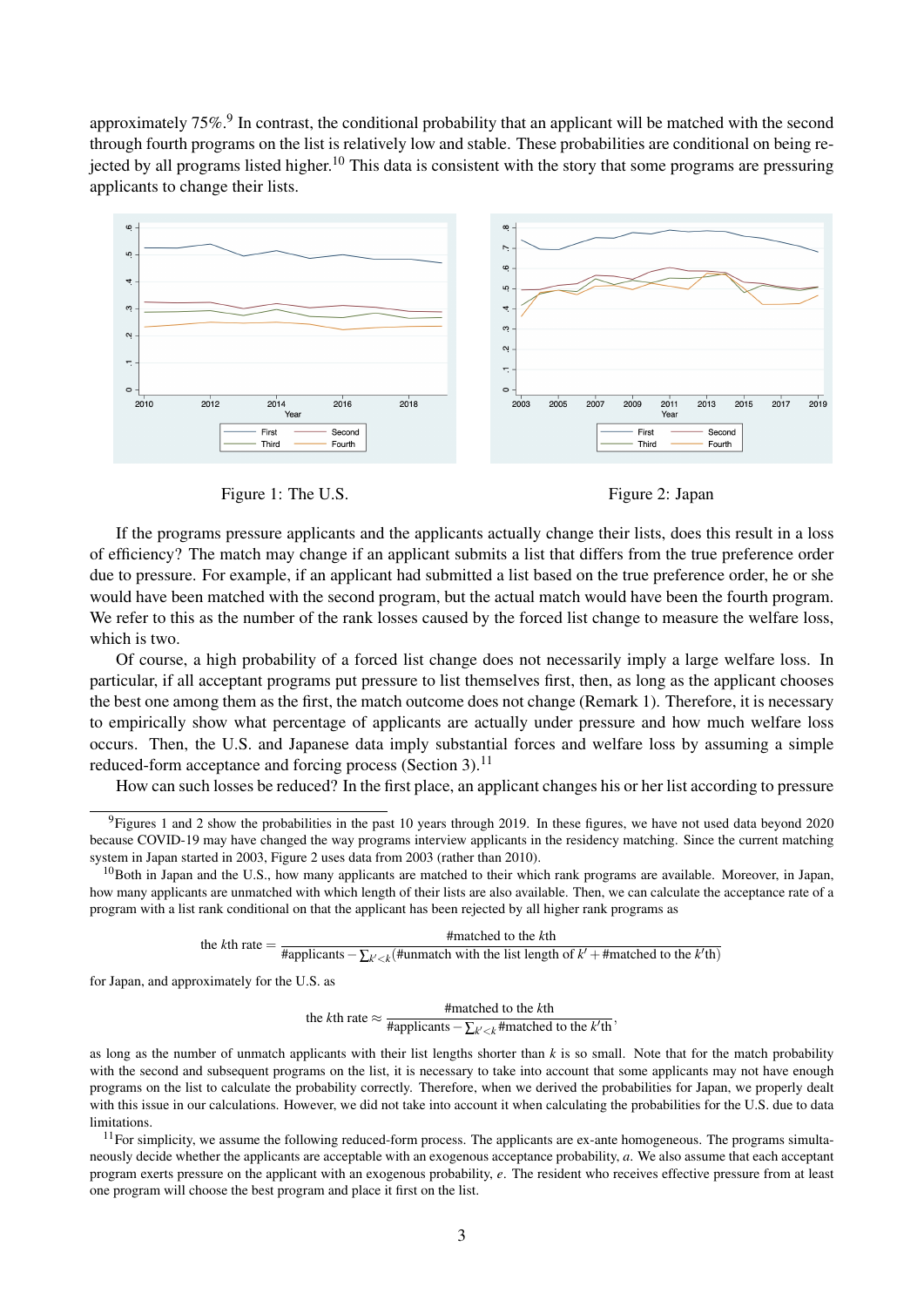approximately 75%.[9] In contrast, the conditional probability that an applicant will be matched with the second through fourth programs on the list is relatively low and stable. These probabilities are conditional on being rejected by all programs listed higher.[10] This data is consistent with the story that some programs are pressuring applicants to change their lists.

Figure 1: The U.S.

Figure 2: Japan

If the programs pressure applicants and the applicants actually change their lists, does this result in a loss of efficiency? The match may change if an applicant submits a list that differs from the true preference order due to pressure. For example, if an applicant had submitted a list based on the true preference order, he or she would have been matched with the second program, but the actual match would have been the fourth program. We refer to this as the number of the rank losses caused by the forced list change to measure the welfare loss, which is two.

Of course, a high probability of a forced list change does not necessarily imply a large welfare loss. In particular, if all acceptant programs put pressure to list themselves first, then, as long as the applicant chooses the best one among them as the first, the match outcome does not change (Remark 1). Therefore, it is necessary to empirically show what percentage of applicants are actually under pressure and how much welfare loss occurs. Then, the U.S. and Japanese data imply substantial forces and welfare loss by assuming a simple reduced-form acceptance and forcing process (Section 3).[11]

How can such losses be reduced? In the first place, an applicant changes his or her list according to pressure

---

[9] Figures 1 and 2 show the probabilities in the past 10 years through 2019. In these figures, we have not used data beyond 2020 because COVID-19 may have changed the way programs interview applicants in the residency matching. Since the current matching system in Japan started in 2003, Figure 2 uses data from 2003 (rather than 2010).

[10] Both in Japan and the U.S., how many applicants are matched to their which rank programs are available. Moreover, in Japan, how many applicants are unmatched with which length of their lists are also available. Then, we can calculate the acceptance rate of a program with a list rank conditional on that the applicant has been rejected by all higher rank programs as

$$\text{the } k\text{th rate} = \frac{\#\text{matched with the } k\text{th}}{\#\text{applicants} - \sum_{k'<k}(\#\text{unmatch with the list length of } k' + \#\text{matched to the } k'\text{th})}$$

for Japan, and approximately for the U.S. as

$$\text{the } k\text{th rate} \approx \frac{\#\text{matched to the } k\text{th}}{\#\text{applicants} - \sum_{k'<k}\#\text{matched to the } k'\text{th}},$$

as long as the number of unmatch applicants with their list lengths shorter than $k$ is so small. Note that for the match probability with the second and subsequent programs on the list, it is necessary to take into account that some applicants may not have enough programs on the list to calculate the probability correctly. Therefore, when we derived the probabilities for Japan, we properly dealt with this issue in our calculations. However, we did not take into account it when calculating the probabilities for the U.S. due to data limitations.

[11] For simplicity, we assume the following reduced-form process. The applicants are ex-ante homogeneous. The programs simultaneously decide whether the applicants are acceptable with an exogenous acceptance probability, $a$. We also assume that each acceptant program exerts pressure on the applicant with an exogenous probability, $e$. The resident who receives effective pressure from at least one program will choose the best program and place it first on the list.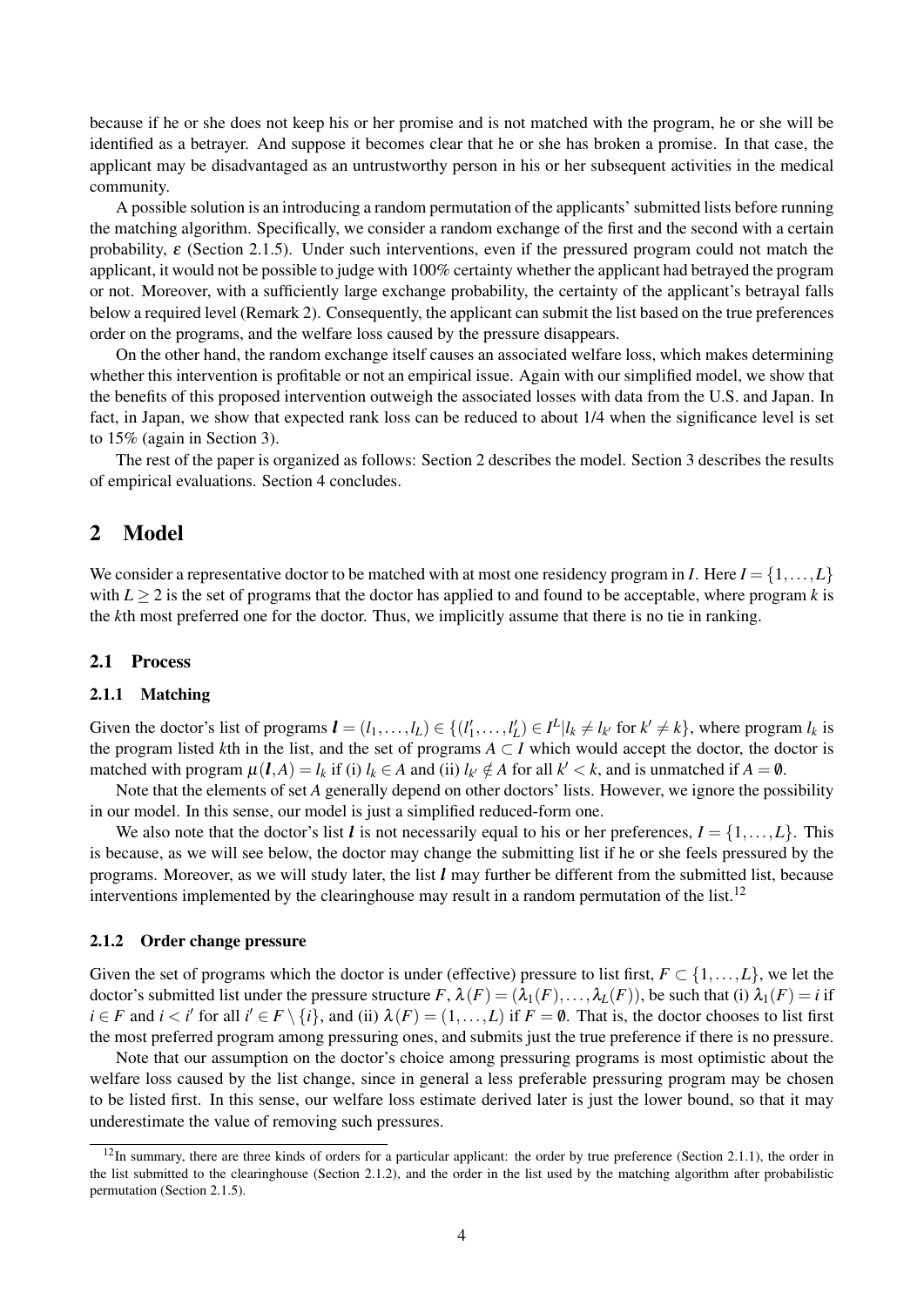because if he or she does not keep his or her promise and is not matched with the program, he or she will be identified as a betrayer. And suppose it becomes clear that he or she has broken a promise. In that case, the applicant may be disadvantaged as an untrustworthy person in his or her subsequent activities in the medical community.

A possible solution is an introducing a random permutation of the applicants' submitted lists before running the matching algorithm. Specifically, we consider a random exchange of the first and the second with a certain probability, $\varepsilon$ (Section 2.1.5). Under such interventions, even if the pressured program could not match the applicant, it would not be possible to judge with 100% certainty whether the applicant had betrayed the program or not. Moreover, with a sufficiently large exchange probability, the certainty of the applicant's betrayal falls below a required level (Remark 2). Consequently, the applicant can submit the list based on the true preferences order on the programs, and the welfare loss caused by the pressure disappears.

On the other hand, the random exchange itself causes an associated welfare loss, which makes determining whether this intervention is profitable or not an empirical issue. Again with our simplified model, we show that the benefits of this proposed intervention outweigh the associated losses with data from the U.S. and Japan. In fact, in Japan, we show that expected rank loss can be reduced to about 1/4 when the significance level is set to 15% (again in Section 3).

The rest of the paper is organized as follows: Section 2 describes the model. Section 3 describes the results of empirical evaluations. Section 4 concludes.

## 2 Model

We consider a representative doctor to be matched with at most one residency program in $I$. Here $I = \{1, \ldots, L\}$ with $L \geq 2$ is the set of programs that the doctor has applied to and found to be acceptable, where program $k$ is the $k$th most preferred one for the doctor. Thus, we implicitly assume that there is no tie in ranking.

### 2.1 Process

#### 2.1.1 Matching

Given the doctor's list of programs $\boldsymbol{l} = (l_1, \ldots, l_L) \in \{(l'_1, \ldots, l'_L) \in I^L | l_k \neq l_{k'} \text{ for } k' \neq k\}$, where program $l_k$ is the program listed $k$th in the list, and the set of programs $A \subset I$ which would accept the doctor, the doctor is matched with program $\mu(\boldsymbol{l}, A) = l_k$ if (i) $l_k \in A$ and (ii) $l_{k'} \notin A$ for all $k' < k$, and is unmatched if $A = \emptyset$.

Note that the elements of set $A$ generally depend on other doctors' lists. However, we ignore the possibility in our model. In this sense, our model is just a simplified reduced-form one.

We also note that the doctor's list $\boldsymbol{l}$ is not necessarily equal to his or her preferences, $I = \{1, \ldots, L\}$. This is because, as we will see below, the doctor may change the submitting list if he or she feels pressured by the programs. Moreover, as we will study later, the list $\boldsymbol{l}$ may further be different from the submitted list, because interventions implemented by the clearinghouse may result in a random permutation of the list.[12]

#### 2.1.2 Order change pressure

Given the set of programs which the doctor is under (effective) pressure to list first, $F \subset \{1, \ldots, L\}$, we let the doctor's submitted list under the pressure structure $F$, $\lambda(F) = (\lambda_1(F), \ldots, \lambda_L(F))$, be such that (i) $\lambda_1(F) = i$ if $i \in F$ and $i < i'$ for all $i' \in F \setminus \{i\}$, and (ii) $\lambda(F) = (1, \ldots, L)$ if $F = \emptyset$. That is, the doctor chooses to list first the most preferred program among pressuring ones, and submits just the true preference if there is no pressure.

Note that our assumption on the doctor's choice among pressuring programs is most optimistic about the welfare loss caused by the list change, since in general a less preferable pressuring program may be chosen to be listed first. In this sense, our welfare loss estimate derived later is just the lower bound, so that it may underestimate the value of removing such pressures.

[12] In summary, there are three kinds of orders for a particular applicant: the order by true preference (Section 2.1.1), the order in the list submitted to the clearinghouse (Section 2.1.2), and the order in the list used by the matching algorithm after probabilistic permutation (Section 2.1.5).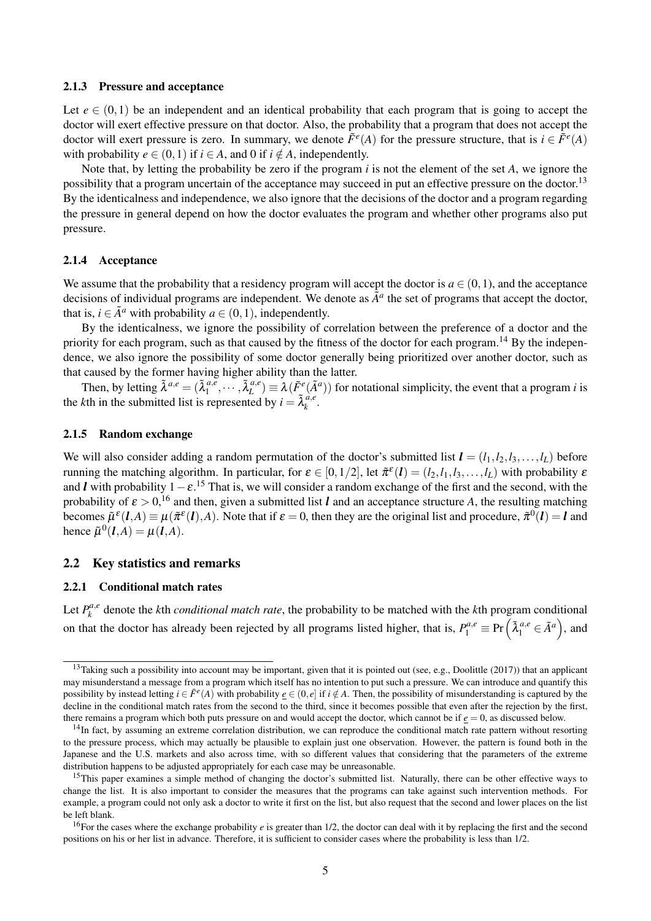### 2.1.3 Pressure and acceptance

Let $e \in (0,1)$ be an independent and an identical probability that each program that is going to accept the doctor will exert effective pressure on that doctor. Also, the probability that a program that does not accept the doctor will exert pressure is zero. In summary, we denote $\tilde{F}^e(A)$ for the pressure structure, that is $i \in \tilde{F}^e(A)$ with probability $e \in (0,1)$ if $i \in A$, and 0 if $i \notin A$, independently.

Note that, by letting the probability be zero if the program $i$ is not the element of the set $A$, we ignore the possibility that a program uncertain of the acceptance may succeed in put an effective pressure on the doctor.[13] By the identicalness and independence, we also ignore that the decisions of the doctor and a program regarding the pressure in general depend on how the doctor evaluates the program and whether other programs also put pressure.

### 2.1.4 Acceptance

We assume that the probability that a residency program will accept the doctor is $a \in (0,1)$, and the acceptance decisions of individual programs are independent. We denote as $\tilde{A}^a$ the set of programs that accept the doctor, that is, $i \in \tilde{A}^a$ with probability $a \in (0,1)$, independently.

By the identicalness, we ignore the possibility of correlation between the preference of a doctor and the priority for each program, such as that caused by the fitness of the doctor for each program.[14] By the independence, we also ignore the possibility of some doctor generally being prioritized over another doctor, such as that caused by the former having higher ability than the latter.

Then, by letting $\tilde{\lambda}^{a,e} = (\tilde{\lambda}_1^{a,e}, \cdots, \tilde{\lambda}_L^{a,e}) \equiv \lambda(\tilde{F}^e(\tilde{A}^a))$ for notational simplicity, the event that a program $i$ is the $k$th in the submitted list is represented by $i = \tilde{\lambda}_k^{a,e}$.

### 2.1.5 Random exchange

We will also consider adding a random permutation of the doctor's submitted list $\boldsymbol{l} = (l_1, l_2, l_3, \ldots, l_L)$ before running the matching algorithm. In particular, for $\varepsilon \in [0, 1/2]$, let $\tilde{\pi}^\varepsilon(\boldsymbol{l}) = (l_2, l_1, l_3, \ldots, l_L)$ with probability $\varepsilon$ and $\boldsymbol{l}$ with probability $1-\varepsilon$.[15] That is, we will consider a random exchange of the first and the second, with the probability of $\varepsilon > 0$,[16] and then, given a submitted list $\boldsymbol{l}$ and an acceptance structure $A$, the resulting matching becomes $\tilde{\mu}^\varepsilon(\boldsymbol{l}, A) \equiv \mu(\tilde{\pi}^\varepsilon(\boldsymbol{l}), A)$. Note that if $\varepsilon = 0$, then they are the original list and procedure, $\tilde{\pi}^0(\boldsymbol{l}) = \boldsymbol{l}$ and hence $\tilde{\mu}^0(\boldsymbol{l}, A) = \mu(\boldsymbol{l}, A)$.

## 2.2 Key statistics and remarks

### 2.2.1 Conditional match rates

Let $P_k^{a,e}$ denote the $k$th *conditional match rate*, the probability to be matched with the $k$th program conditional on that the doctor has already been rejected by all programs listed higher, that is, $P_1^{a,e} \equiv \Pr\left(\tilde{\lambda}_1^{a,e} \in \tilde{A}^a\right)$, and

---

[13] Taking such a possibility into account may be important, given that it is pointed out (see, e.g., Doolittle (2017)) that an applicant may misunderstand a message from a program which itself has no intention to put such a pressure. We can introduce and quantify this possibility by instead letting $i \in \tilde{F}^e(A)$ with probability $\underline{e} \in (0, e]$ if $i \notin A$. Then, the possibility of misunderstanding is captured by the decline in the conditional match rates from the second to the third, since it becomes possible that even after the rejection by the first, there remains a program which both puts pressure on and would accept the doctor, which cannot be if $\underline{e} = 0$, as discussed below.

[14] In fact, by assuming an extreme correlation distribution, we can reproduce the conditional match rate pattern without resorting to the pressure process, which may actually be plausible to explain just one observation. However, the pattern is found both in the Japanese and the U.S. markets and also across time, with so different values that considering that the parameters of the extreme distribution happens to be adjusted appropriately for each case may be unreasonable.

[15] This paper examines a simple method of changing the doctor's submitted list. Naturally, there can be other effective ways to change the list. It is also important to consider the measures that the programs can take against such intervention methods. For example, a program could not only ask a doctor to write it first on the list, but also request that the second and lower places on the list be left blank.

[16] For the cases where the exchange probability $e$ is greater than 1/2, the doctor can deal with it by replacing the first and the second positions on his or her list in advance. Therefore, it is sufficient to consider cases where the probability is less than 1/2.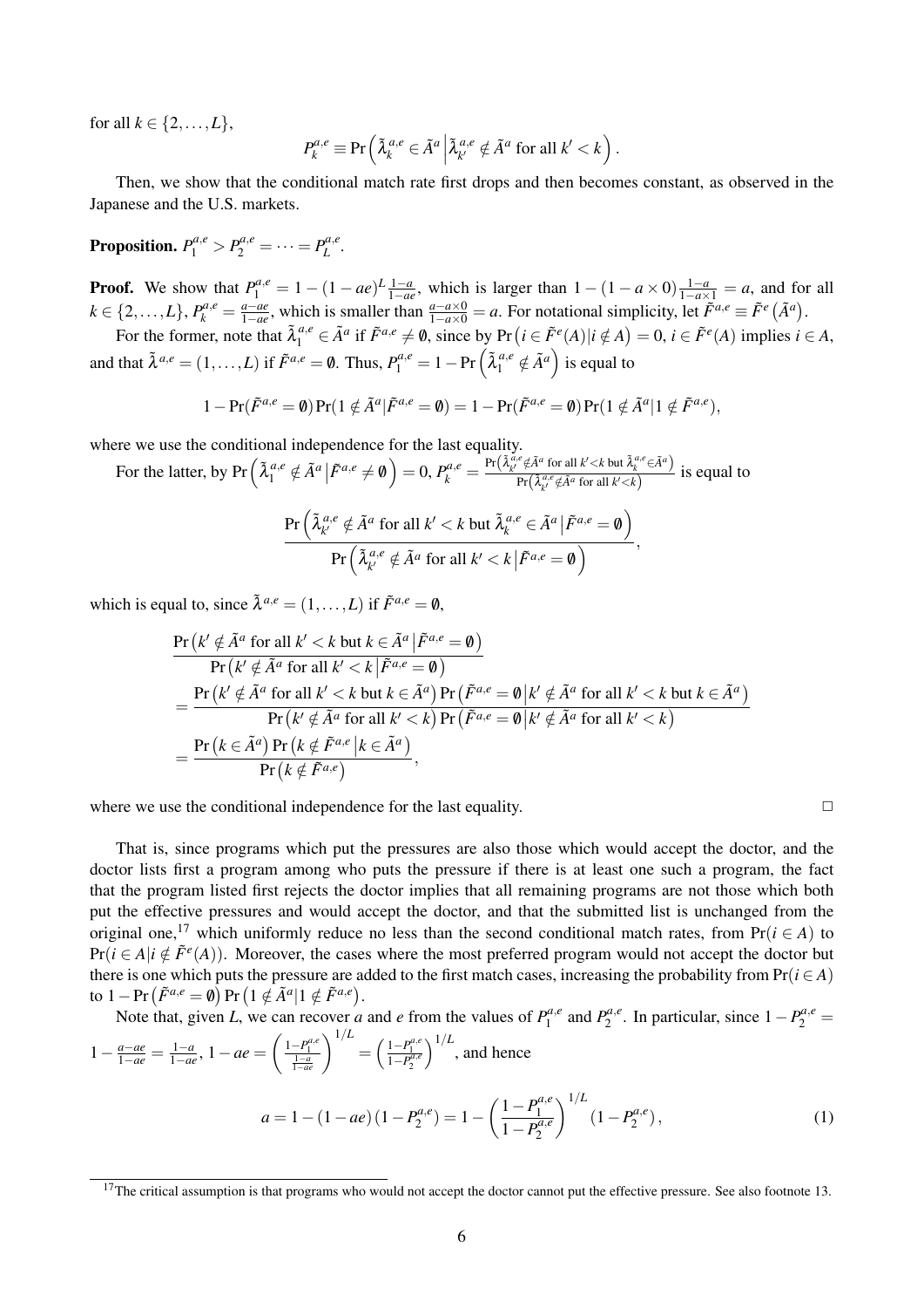for all $k \in \{2, \ldots, L\}$,

$$P_k^{a,e} \equiv \Pr\left(\tilde{\lambda}_k^{a,e} \in \tilde{A}^a \,\middle|\, \tilde{\lambda}_{k'}^{a,e} \notin \tilde{A}^a \text{ for all } k' < k\right).$$

Then, we show that the conditional match rate first drops and then becomes constant, as observed in the Japanese and the U.S. markets.

**Proposition.** $P_1^{a,e} > P_2^{a,e} = \cdots = P_L^{a,e}$.

**Proof.** We show that $P_1^{a,e} = 1 - (1-ae)^L \frac{1-a}{1-ae}$, which is larger than $1 - (1 - a \times 0)\frac{1-a}{1-a\times 1} = a$, and for all $k \in \{2, \ldots, L\}$, $P_k^{a,e} = \frac{a-ae}{1-ae}$, which is smaller than $\frac{a - a\times 0}{1-a\times 0} = a$. For notational simplicity, let $\tilde{F}^{a,e} \equiv \tilde{F}^e\left(\tilde{A}^a\right)$.

For the former, note that $\tilde{\lambda}_1^{a,e} \in \tilde{A}^a$ if $\tilde{F}^{a,e} \neq \emptyset$, since by $\Pr\left(i \in \tilde{F}^e(A) | i \notin A\right) = 0$, $i \in \tilde{F}^e(A)$ implies $i \in A$, and that $\tilde{\lambda}^{a,e} = (1, \ldots, L)$ if $\tilde{F}^{a,e} = \emptyset$. Thus, $P_1^{a,e} = 1 - \Pr\left(\tilde{\lambda}_1^{a,e} \notin \tilde{A}^a\right)$ is equal to

$$1 - \Pr(\tilde{F}^{a,e} = \emptyset)\Pr(1 \notin \tilde{A}^a | \tilde{F}^{a,e} = \emptyset) = 1 - \Pr(\tilde{F}^{a,e} = \emptyset)\Pr(1 \notin \tilde{A}^a | 1 \notin \tilde{F}^{a,e}),$$

where we use the conditional independence for the last equality.

For the latter, by $\Pr\left(\tilde{\lambda}_1^{a,e} \notin \tilde{A}^a \,\middle|\, \tilde{F}^{a,e} \neq \emptyset\right) = 0$, $P_k^{a,e} = \frac{\Pr\left(\tilde{\lambda}_{k'}^{a,e} \notin \tilde{A}^a \text{ for all } k'<k \text{ but } \tilde{\lambda}_k^{a,e} \in \tilde{A}^a\right)}{\Pr\left(\tilde{\lambda}_{k'}^{a,e} \notin \tilde{A}^a \text{ for all } k'<k\right)}$ is equal to

$$\frac{\Pr\left(\tilde{\lambda}_{k'}^{a,e} \notin \tilde{A}^a \text{ for all } k' < k \text{ but } \tilde{\lambda}_k^{a,e} \in \tilde{A}^a \,\middle|\, \tilde{F}^{a,e} = \emptyset\right)}{\Pr\left(\tilde{\lambda}_{k'}^{a,e} \notin \tilde{A}^a \text{ for all } k' < k \,\middle|\, \tilde{F}^{a,e} = \emptyset\right)},$$

which is equal to, since $\tilde{\lambda}^{a,e} = (1, \ldots, L)$ if $\tilde{F}^{a,e} = \emptyset$,

$$\begin{aligned}
&\frac{\Pr\left(k' \notin \tilde{A}^a \text{ for all } k' < k \text{ but } k \in \tilde{A}^a \,\middle|\, \tilde{F}^{a,e} = \emptyset\right)}{\Pr\left(k' \notin \tilde{A}^a \text{ for all } k' < k \,\middle|\, \tilde{F}^{a,e} = \emptyset\right)} \\
&= \frac{\Pr\left(k' \notin \tilde{A}^a \text{ for all } k' < k \text{ but } k \in \tilde{A}^a\right)\Pr\left(\tilde{F}^{a,e} = \emptyset \,\middle|\, k' \notin \tilde{A}^a \text{ for all } k' < k \text{ but } k \in \tilde{A}^a\right)}{\Pr\left(k' \notin \tilde{A}^a \text{ for all } k' < k\right)\Pr\left(\tilde{F}^{a,e} = \emptyset \,\middle|\, k' \notin \tilde{A}^a \text{ for all } k' < k\right)} \\
&= \frac{\Pr\left(k \in \tilde{A}^a\right)\Pr\left(k \notin \tilde{F}^{a,e} \,\middle|\, k \in \tilde{A}^a\right)}{\Pr\left(k \notin \tilde{F}^{a,e}\right)},
\end{aligned}$$

where we use the conditional independence for the last equality. $\square$

That is, since programs which put the pressures are also those which would accept the doctor, and the doctor lists first a program among who puts the pressure if there is at least one such a program, the fact that the program listed first rejects the doctor implies that all remaining programs are not those which both put the effective pressures and would accept the doctor, and that the submitted list is unchanged from the original one,[17] which uniformly reduce no less than the second conditional match rates, from $\Pr(i \in A)$ to $\Pr(i \in A | i \notin \tilde{F}^e(A))$. Moreover, the cases where the most preferred program would not accept the doctor but there is one which puts the pressure are added to the first match cases, increasing the probability from $\Pr(i \in A)$ to $1 - \Pr\left(\tilde{F}^{a,e} = \emptyset\right)\Pr\left(1 \notin \tilde{A}^a | 1 \notin \tilde{F}^{a,e}\right)$.

Note that, given $L$, we can recover $a$ and $e$ from the values of $P_1^{a,e}$ and $P_2^{a,e}$. In particular, since $1 - P_2^{a,e} = 1 - \frac{a-ae}{1-ae} = \frac{1-a}{1-ae}$, $1 - ae = \left(\frac{1-P_1^{a,e}}{\frac{1-a}{1-ae}}\right)^{1/L} = \left(\frac{1-P_1^{a,e}}{1-P_2^{a,e}}\right)^{1/L}$, and hence

$$a = 1 - (1-ae)\left(1 - P_2^{a,e}\right) = 1 - \left(\frac{1-P_1^{a,e}}{1-P_2^{a,e}}\right)^{1/L}\left(1 - P_2^{a,e}\right), \tag{1}$$

[17] The critical assumption is that programs who would not accept the doctor cannot put the effective pressure. See also footnote 13.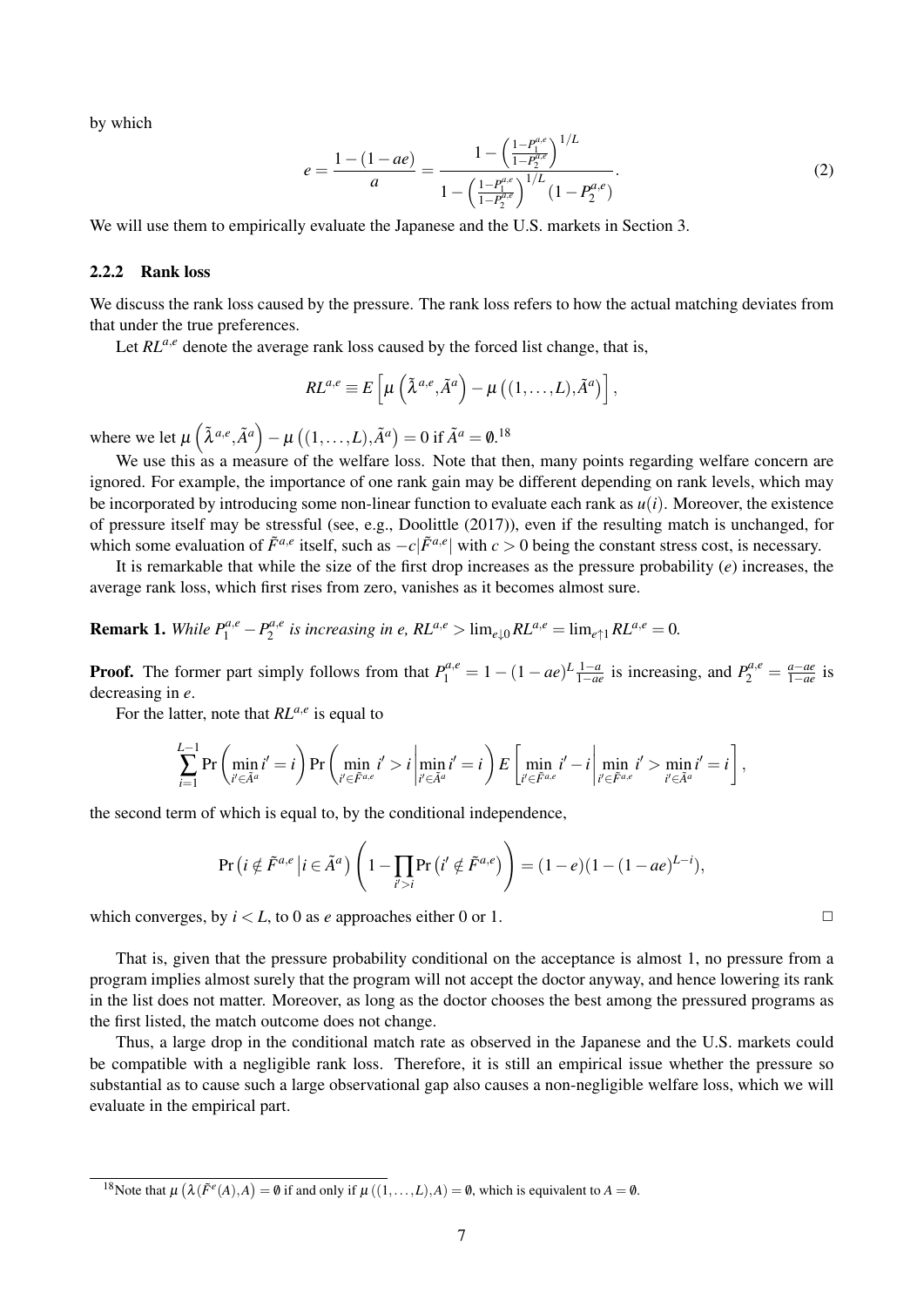by which

$$e = \frac{1-(1-ae)}{a} = \frac{1-\left(\frac{1-P_1^{a,e}}{1-P_2^{a,e}}\right)^{1/L}}{1-\left(\frac{1-P_1^{a,e}}{1-P_2^{a,e}}\right)^{1/L}(1-P_2^{a,e})}. \tag{2}$$

We will use them to empirically evaluate the Japanese and the U.S. markets in Section 3.

### 2.2.2 Rank loss

We discuss the rank loss caused by the pressure. The rank loss refers to how the actual matching deviates from that under the true preferences.

Let $RL^{a,e}$ denote the average rank loss caused by the forced list change, that is,

$$RL^{a,e} \equiv E\left[\mu\left(\tilde{\lambda}^{a,e}, \tilde{A}^a\right) - \mu\left((1,\ldots,L), \tilde{A}^a\right)\right],$$

where we let $\mu\left(\tilde{\lambda}^{a,e}, \tilde{A}^a\right) - \mu\left((1,\ldots,L), \tilde{A}^a\right) = 0$ if $\tilde{A}^a = \emptyset$.[18]

We use this as a measure of the welfare loss. Note that then, many points regarding welfare concern are ignored. For example, the importance of one rank gain may be different depending on rank levels, which may be incorporated by introducing some non-linear function to evaluate each rank as $u(i)$. Moreover, the existence of pressure itself may be stressful (see, e.g., Doolittle (2017)), even if the resulting match is unchanged, for which some evaluation of $\tilde{F}^{a,e}$ itself, such as $-c|\tilde{F}^{a,e}|$ with $c > 0$ being the constant stress cost, is necessary.

It is remarkable that while the size of the first drop increases as the pressure probability ($e$) increases, the average rank loss, which first rises from zero, vanishes as it becomes almost sure.

**Remark 1.** *While $P_1^{a,e} - P_2^{a,e}$ is increasing in $e$, $RL^{a,e} > \lim_{e\downarrow 0} RL^{a,e} = \lim_{e\uparrow 1} RL^{a,e} = 0$.*

**Proof.** The former part simply follows from that $P_1^{a,e} = 1-(1-ae)^L \frac{1-a}{1-ae}$ is increasing, and $P_2^{a,e} = \frac{a-ae}{1-ae}$ is decreasing in $e$.

For the latter, note that $RL^{a,e}$ is equal to

$$\sum_{i=1}^{L-1} \Pr\left(\min_{i' \in \tilde{A}^a} i' = i\right) \Pr\left(\min_{i' \in \tilde{F}^{a,e}} i' > i \,\middle|\, \min_{i' \in \tilde{A}^a} i' = i\right) E\left[\min_{i' \in \tilde{F}^{a,e}} i' - i \,\middle|\, \min_{i' \in \tilde{F}^{a,e}} i' > \min_{i' \in \tilde{A}^a} i' = i\right],$$

the second term of which is equal to, by the conditional independence,

$$\Pr\left(i \notin \tilde{F}^{a,e} \,\middle|\, i \in \tilde{A}^a\right)\left(1 - \prod_{i' > i} \Pr\left(i' \notin \tilde{F}^{a,e}\right)\right) = (1-e)(1-(1-ae)^{L-i}),$$

which converges, by $i < L$, to 0 as $e$ approaches either 0 or 1. □

That is, given that the pressure probability conditional on the acceptance is almost 1, no pressure from a program implies almost surely that the program will not accept the doctor anyway, and hence lowering its rank in the list does not matter. Moreover, as long as the doctor chooses the best among the pressured programs as the first listed, the match outcome does not change.

Thus, a large drop in the conditional match rate as observed in the Japanese and the U.S. markets could be compatible with a negligible rank loss. Therefore, it is still an empirical issue whether the pressure so substantial as to cause such a large observational gap also causes a non-negligible welfare loss, which we will evaluate in the empirical part.

---

[18] Note that $\mu\left(\lambda(\tilde{F}^e(A), A\right) = \emptyset$ if and only if $\mu\left((1,\ldots,L), A\right) = \emptyset$, which is equivalent to $A = \emptyset$.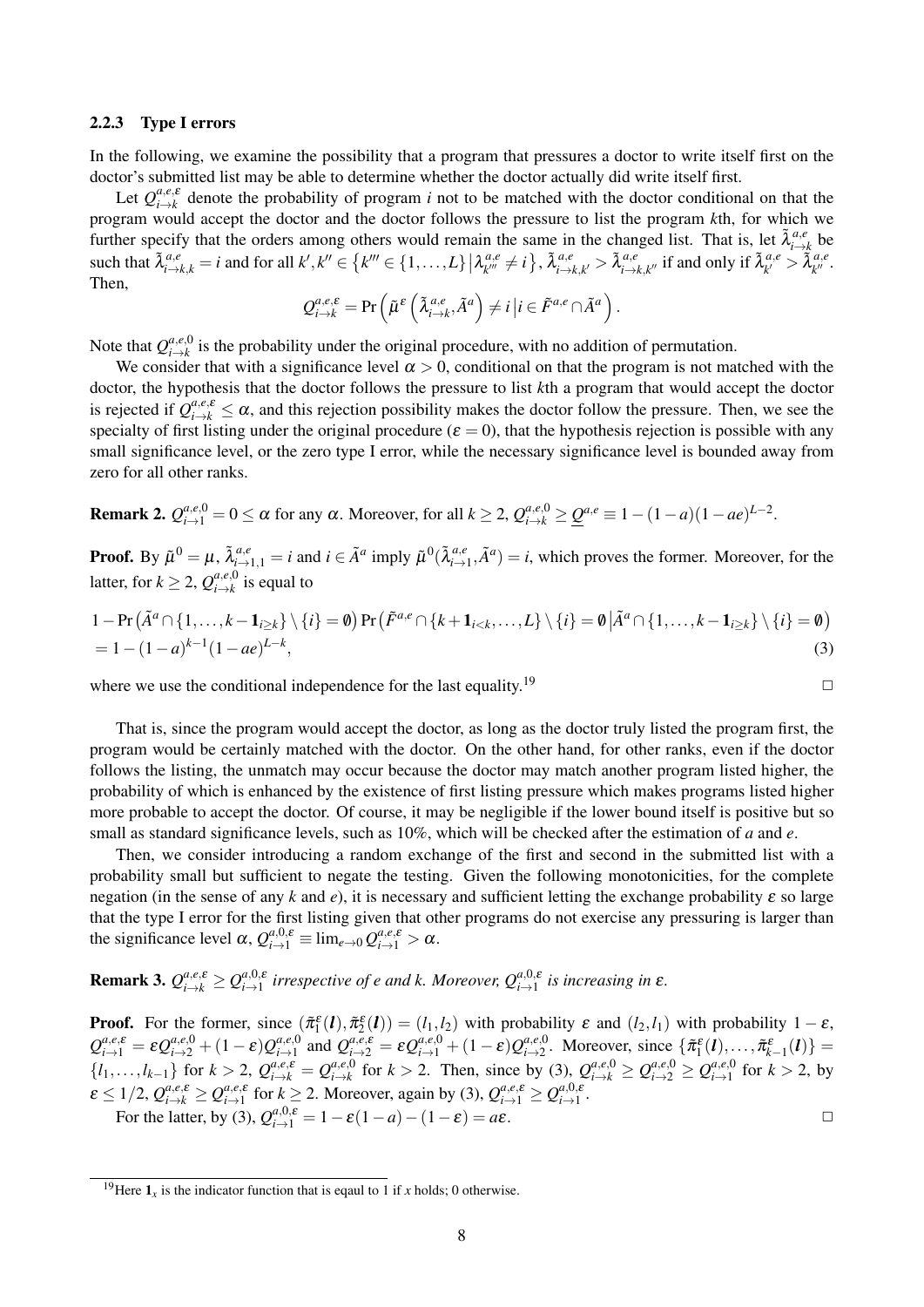### 2.2.3 Type I errors

In the following, we examine the possibility that a program that pressures a doctor to write itself first on the doctor's submitted list may be able to determine whether the doctor actually did write itself first.

Let $Q^{a,e,\varepsilon}_{i\to k}$ denote the probability of program $i$ not to be matched with the doctor conditional on that the program would accept the doctor and the doctor follows the pressure to list the program $k$th, for which we further specify that the orders among others would remain the same in the changed list. That is, let $\tilde{\lambda}^{a,e}_{i\to k}$ be such that $\tilde{\lambda}^{a,e}_{i\to k,k} = i$ and for all $k', k'' \in \{k''' \in \{1,\dots,L\} \,|\, \lambda^{a,e}_{k'''} \neq i\}$, $\tilde{\lambda}^{a,e}_{i\to k,k'} > \tilde{\lambda}^{a,e}_{i\to k,k''}$ if and only if $\tilde{\lambda}^{a,e}_{k'} > \tilde{\lambda}^{a,e}_{k''}$. Then,

$$Q^{a,e,\varepsilon}_{i\to k} = \Pr\left(\tilde{\mu}^{\varepsilon}\left(\tilde{\lambda}^{a,e}_{i\to k}, \tilde{A}^{a}\right) \neq i \,\middle|\, i \in \tilde{F}^{a,e} \cap \tilde{A}^{a}\right).$$

Note that $Q^{a,e,0}_{i\to k}$ is the probability under the original procedure, with no addition of permutation.

We consider that with a significance level $\alpha > 0$, conditional on that the program is not matched with the doctor, the hypothesis that the doctor follows the pressure to list $k$th a program that would accept the doctor is rejected if $Q^{a,e,\varepsilon}_{i\to k} \leq \alpha$, and this rejection possibility makes the doctor follow the pressure. Then, we see the specialty of first listing under the original procedure ($\varepsilon = 0$), that the hypothesis rejection is possible with any small significance level, or the zero type I error, while the necessary significance level is bounded away from zero for all other ranks.

**Remark 2.** $Q^{a,e,0}_{i\to 1} = 0 \leq \alpha$ for any $\alpha$. Moreover, for all $k \geq 2$, $Q^{a,e,0}_{i\to k} \geq \underline{Q}^{a,e} \equiv 1-(1-a)(1-ae)^{L-2}$.

**Proof.** By $\tilde{\mu}^0 = \mu$, $\tilde{\lambda}^{a,e}_{i\to 1,1} = i$ and $i \in \tilde{A}^a$ imply $\tilde{\mu}^0(\tilde{\lambda}^{a,e}_{i\to 1}, \tilde{A}^a) = i$, which proves the former. Moreover, for the latter, for $k \geq 2$, $Q^{a,e,0}_{i\to k}$ is equal to

$$\begin{aligned}
&1 - \Pr\left(\tilde{A}^a \cap \{1,\dots,k-\mathbf{1}_{i\geq k}\} \setminus \{i\} = \emptyset\right) \Pr\left(\tilde{F}^{a,e} \cap \{k+\mathbf{1}_{i<k},\dots,L\} \setminus \{i\} = \emptyset \,\middle|\, \tilde{A}^a \cap \{1,\dots,k-\mathbf{1}_{i\geq k}\} \setminus \{i\} = \emptyset\right) \\
&= 1-(1-a)^{k-1}(1-ae)^{L-k}, \qquad (3)
\end{aligned}$$

where we use the conditional independence for the last equality.[19] □

That is, since the program would accept the doctor, as long as the doctor truly listed the program first, the program would be certainly matched with the doctor. On the other hand, for other ranks, even if the doctor follows the listing, the unmatch may occur because the doctor may match another program listed higher, the probability of which is enhanced by the existence of first listing pressure which makes programs listed higher more probable to accept the doctor. Of course, it may be negligible if the lower bound itself is positive but so small as standard significance levels, such as 10%, which will be checked after the estimation of $a$ and $e$.

Then, we consider introducing a random exchange of the first and second in the submitted list with a probability small but sufficient to negate the testing. Given the following monotonicities, for the complete negation (in the sense of any $k$ and $e$), it is necessary and sufficient letting the exchange probability $\varepsilon$ so large that the type I error for the first listing given that other programs do not exercise any pressuring is larger than the significance level $\alpha$, $Q^{a,0,\varepsilon}_{i\to 1} \equiv \lim_{e\to 0} Q^{a,e,\varepsilon}_{i\to 1} > \alpha$.

**Remark 3.** *$Q^{a,e,\varepsilon}_{i\to k} \geq Q^{a,0,\varepsilon}_{i\to 1}$ irrespective of $e$ and $k$. Moreover, $Q^{a,0,\varepsilon}_{i\to 1}$ is increasing in $\varepsilon$.*

**Proof.** For the former, since $(\tilde{\pi}^{\varepsilon}_1(\boldsymbol{l}), \tilde{\pi}^{\varepsilon}_2(\boldsymbol{l})) = (l_1, l_2)$ with probability $\varepsilon$ and $(l_2, l_1)$ with probability $1-\varepsilon$, $Q^{a,e,\varepsilon}_{i\to 1} = \varepsilon Q^{a,e,0}_{i\to 2} + (1-\varepsilon) Q^{a,e,0}_{i\to 1}$ and $Q^{a,e,\varepsilon}_{i\to 2} = \varepsilon Q^{a,e,0}_{i\to 1} + (1-\varepsilon) Q^{a,e,0}_{i\to 2}$. Moreover, since $\{\tilde{\pi}^{\varepsilon}_1(\boldsymbol{l}), \dots, \tilde{\pi}^{\varepsilon}_{k-1}(\boldsymbol{l})\} = \{l_1, \dots, l_{k-1}\}$ for $k > 2$, $Q^{a,e,\varepsilon}_{i\to k} = Q^{a,e,0}_{i\to k}$ for $k > 2$. Then, since by (3), $Q^{a,e,0}_{i\to k} \geq Q^{a,e,0}_{i\to 2} \geq Q^{a,e,0}_{i\to 1}$ for $k > 2$, by $\varepsilon \leq 1/2$, $Q^{a,e,\varepsilon}_{i\to k} \geq Q^{a,e,\varepsilon}_{i\to 1}$ for $k \geq 2$. Moreover, again by (3), $Q^{a,e,\varepsilon}_{i\to 1} \geq Q^{a,0,\varepsilon}_{i\to 1}$.

For the latter, by (3), $Q^{a,0,\varepsilon}_{i\to 1} = 1 - \varepsilon(1-a) - (1-\varepsilon) = a\varepsilon$. □

[19] Here $\mathbf{1}_x$ is the indicator function that is eqaul to 1 if $x$ holds; 0 otherwise.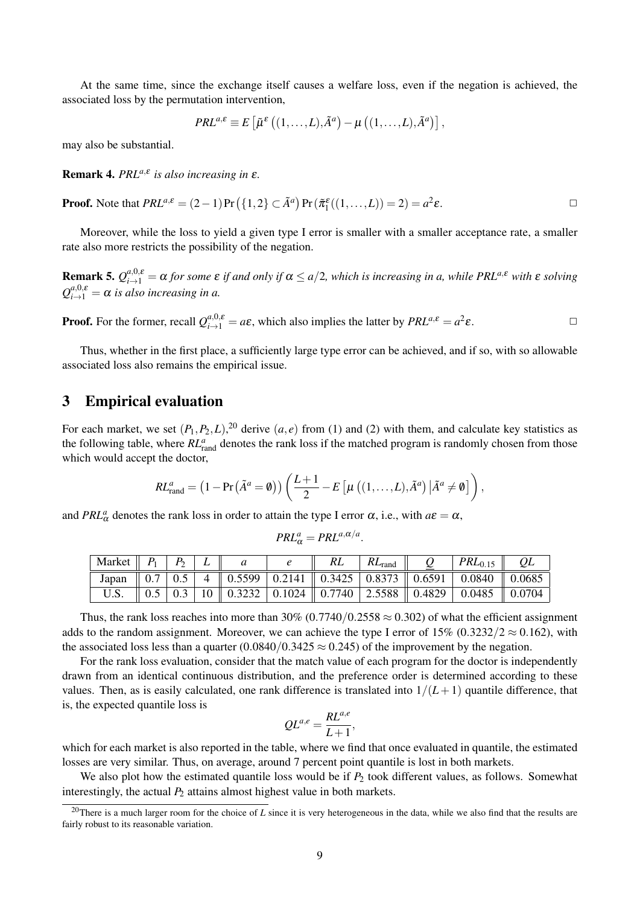At the same time, since the exchange itself causes a welfare loss, even if the negation is achieved, the associated loss by the permutation intervention,

$$PRL^{a,\varepsilon} \equiv E\left[\tilde{\mu}^{\varepsilon}\left((1,\ldots,L),\tilde{A}^a\right) - \mu\left((1,\ldots,L),\tilde{A}^a\right)\right],$$

may also be substantial.

**Remark 4.** *$PRL^{a,\varepsilon}$ is also increasing in $\varepsilon$.*

**Proof.** Note that $PRL^{a,\varepsilon} = (2-1)\Pr\left(\{1,2\}\subset\tilde{A}^a\right)\Pr\left(\tilde{\pi}_1^{\varepsilon}((1,\ldots,L))=2\right) = a^2\varepsilon$. □

Moreover, while the loss to yield a given type I error is smaller with a smaller acceptance rate, a smaller rate also more restricts the possibility of the negation.

**Remark 5.** *$Q_{i\to 1}^{a,0,\varepsilon} = \alpha$ for some $\varepsilon$ if and only if $\alpha \leq a/2$, which is increasing in a, while $PRL^{a,\varepsilon}$ with $\varepsilon$ solving $Q_{i\to 1}^{a,0,\varepsilon} = \alpha$ is also increasing in a.*

**Proof.** For the former, recall $Q_{i\to 1}^{a,0,\varepsilon} = a\varepsilon$, which also implies the latter by $PRL^{a,\varepsilon} = a^2\varepsilon$. □

Thus, whether in the first place, a sufficiently large type error can be achieved, and if so, with so allowable associated loss also remains the empirical issue.

## 3 Empirical evaluation

For each market, we set $(P_1, P_2, L)$,[20] derive $(a,e)$ from (1) and (2) with them, and calculate key statistics as the following table, where $RL_{\text{rand}}^a$ denotes the rank loss if the matched program is randomly chosen from those which would accept the doctor,

$$RL_{\text{rand}}^a = \left(1 - \Pr\left(\tilde{A}^a = \emptyset\right)\right)\left(\frac{L+1}{2} - E\left[\mu\left((1,\ldots,L),\tilde{A}^a\right)\middle|\tilde{A}^a \neq \emptyset\right]\right),$$

and $PRL_{\alpha}^a$ denotes the rank loss in order to attain the type I error $\alpha$, i.e., with $a\varepsilon = \alpha$,

$$PRL_{\alpha}^a = PRL^{a,\alpha/a}.$$

| Market | $P_1$ | $P_2$ | $L$ | $a$ | $e$ | $RL$ | $RL_{\text{rand}}$ | $\underline{Q}$ | $PRL_{0.15}$ | $QL$ |
|---|---|---|---|---|---|---|---|---|---|---|
| Japan | 0.7 | 0.5 | 4 | 0.5599 | 0.2141 | 0.3425 | 0.8373 | 0.6591 | 0.0840 | 0.0685 |
| U.S. | 0.5 | 0.3 | 10 | 0.3232 | 0.1024 | 0.7740 | 2.5588 | 0.4829 | 0.0485 | 0.0704 |

Thus, the rank loss reaches into more than 30% ($0.7740/0.2558 \approx 0.302$) of what the efficient assignment adds to the random assignment. Moreover, we can achieve the type I error of 15% ($0.3232/2 \approx 0.162$), with the associated loss less than a quarter ($0.0840/0.3425 \approx 0.245$) of the improvement by the negation.

For the rank loss evaluation, consider that the match value of each program for the doctor is independently drawn from an identical continuous distribution, and the preference order is determined according to these values. Then, as is easily calculated, one rank difference is translated into $1/(L+1)$ quantile difference, that is, the expected quantile loss is

$$QL^{a,e} = \frac{RL^{a,e}}{L+1},$$

which for each market is also reported in the table, where we find that once evaluated in quantile, the estimated losses are very similar. Thus, on average, around 7 percent point quantile is lost in both markets.

We also plot how the estimated quantile loss would be if $P_2$ took different values, as follows. Somewhat interestingly, the actual $P_2$ attains almost highest value in both markets.

[20] There is a much larger room for the choice of $L$ since it is very heterogeneous in the data, while we also find that the results are fairly robust to its reasonable variation.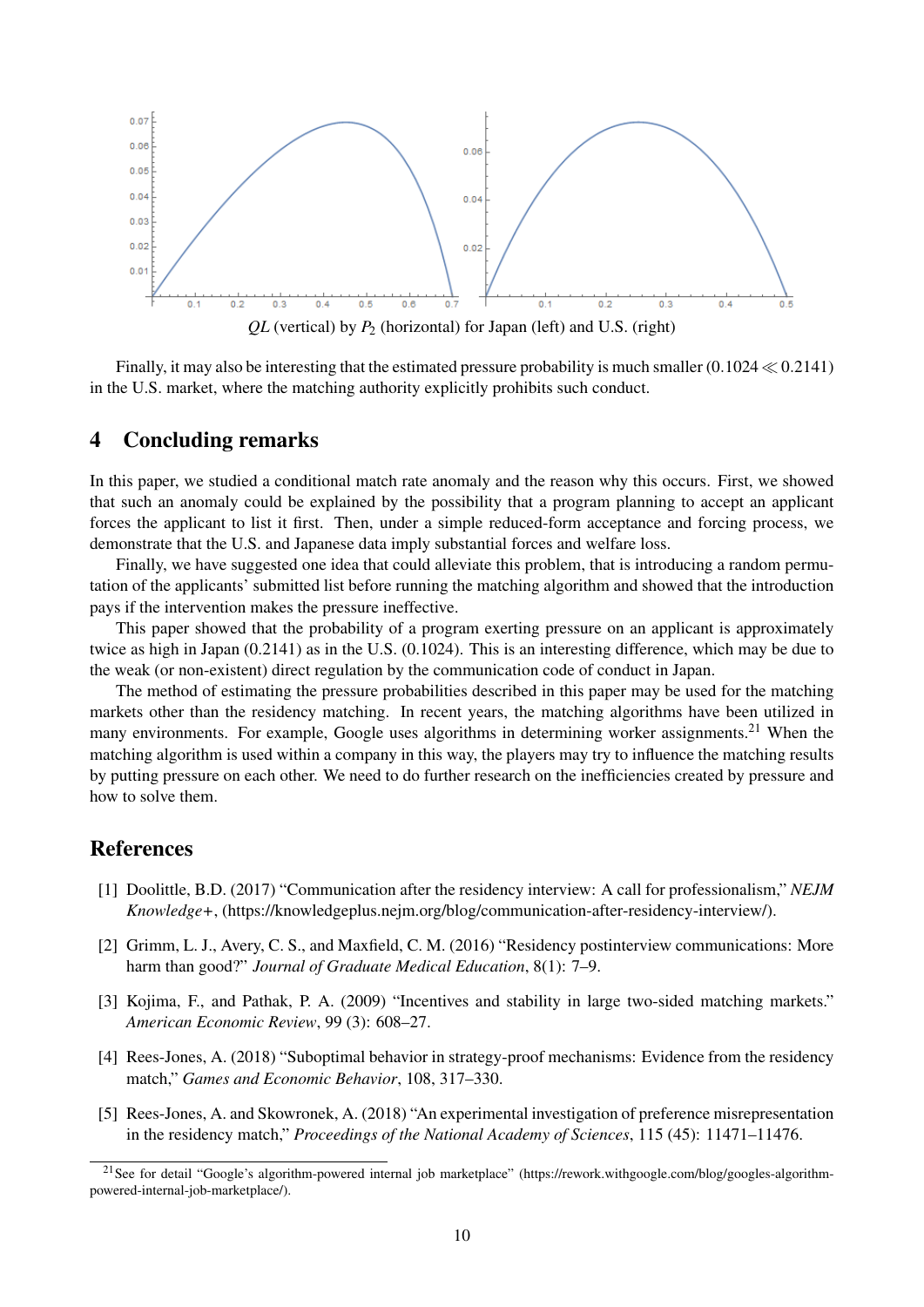*QL* (vertical) by $P_2$ (horizontal) for Japan (left) and U.S. (right)

Finally, it may also be interesting that the estimated pressure probability is much smaller ($0.1024 \ll 0.2141$) in the U.S. market, where the matching authority explicitly prohibits such conduct.

## 4 Concluding remarks

In this paper, we studied a conditional match rate anomaly and the reason why this occurs. First, we showed that such an anomaly could be explained by the possibility that a program planning to accept an applicant forces the applicant to list it first. Then, under a simple reduced-form acceptance and forcing process, we demonstrate that the U.S. and Japanese data imply substantial forces and welfare loss.

Finally, we have suggested one idea that could alleviate this problem, that is introducing a random permutation of the applicants' submitted list before running the matching algorithm and showed that the introduction pays if the intervention makes the pressure ineffective.

This paper showed that the probability of a program exerting pressure on an applicant is approximately twice as high in Japan (0.2141) as in the U.S. (0.1024). This is an interesting difference, which may be due to the weak (or non-existent) direct regulation by the communication code of conduct in Japan.

The method of estimating the pressure probabilities described in this paper may be used for the matching markets other than the residency matching. In recent years, the matching algorithms have been utilized in many environments. For example, Google uses algorithms in determining worker assignments.[21] When the matching algorithm is used within a company in this way, the players may try to influence the matching results by putting pressure on each other. We need to do further research on the inefficiencies created by pressure and how to solve them.

## References

[1] Doolittle, B.D. (2017) "Communication after the residency interview: A call for professionalism," *NEJM Knowledge+*, (https://knowledgeplus.nejm.org/blog/communication-after-residency-interview/).

[2] Grimm, L. J., Avery, C. S., and Maxfield, C. M. (2016) "Residency postinterview communications: More harm than good?" *Journal of Graduate Medical Education*, 8(1): 7–9.

[3] Kojima, F., and Pathak, P. A. (2009) "Incentives and stability in large two-sided matching markets." *American Economic Review*, 99 (3): 608–27.

[4] Rees-Jones, A. (2018) "Suboptimal behavior in strategy-proof mechanisms: Evidence from the residency match," *Games and Economic Behavior*, 108, 317–330.

[5] Rees-Jones, A. and Skowronek, A. (2018) "An experimental investigation of preference misrepresentation in the residency match," *Proceedings of the National Academy of Sciences*, 115 (45): 11471–11476.

[21] See for detail "Google's algorithm-powered internal job marketplace" (https://rework.withgoogle.com/blog/googles-algorithm-powered-internal-job-marketplace/).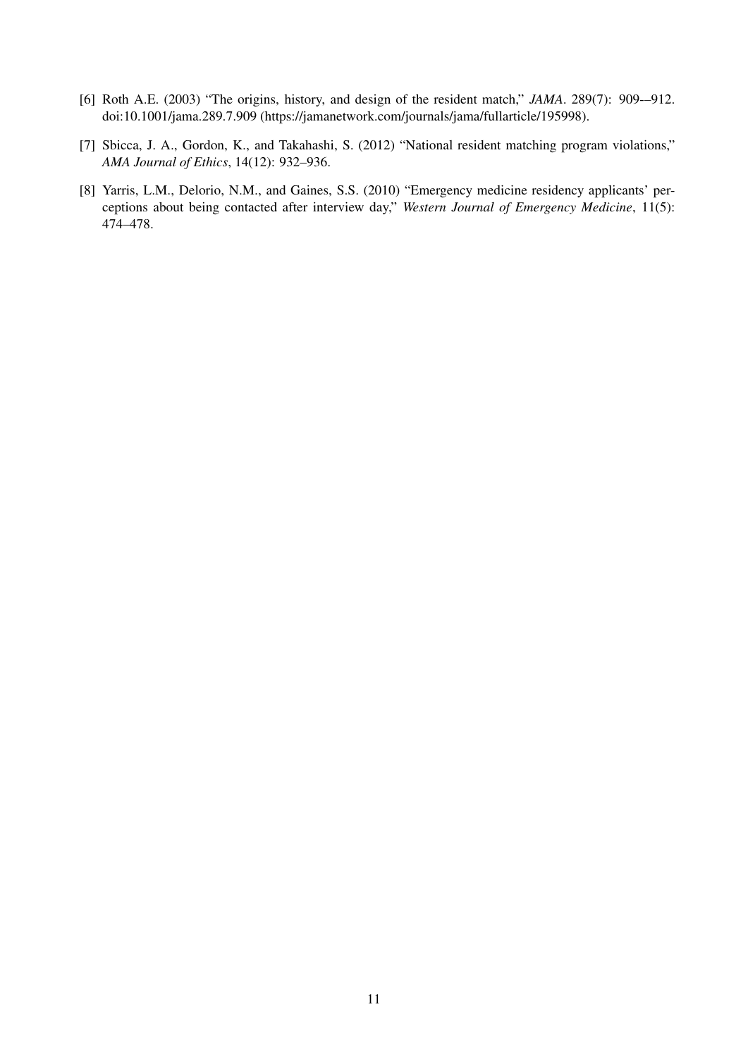[6] Roth A.E. (2003) "The origins, history, and design of the resident match," *JAMA*. 289(7): 909-–912. doi:10.1001/jama.289.7.909 (https://jamanetwork.com/journals/jama/fullarticle/195998).

[7] Sbicca, J. A., Gordon, K., and Takahashi, S. (2012) "National resident matching program violations," *AMA Journal of Ethics*, 14(12): 932–936.

[8] Yarris, L.M., Delorio, N.M., and Gaines, S.S. (2010) "Emergency medicine residency applicants' perceptions about being contacted after interview day," *Western Journal of Emergency Medicine*, 11(5): 474–478.